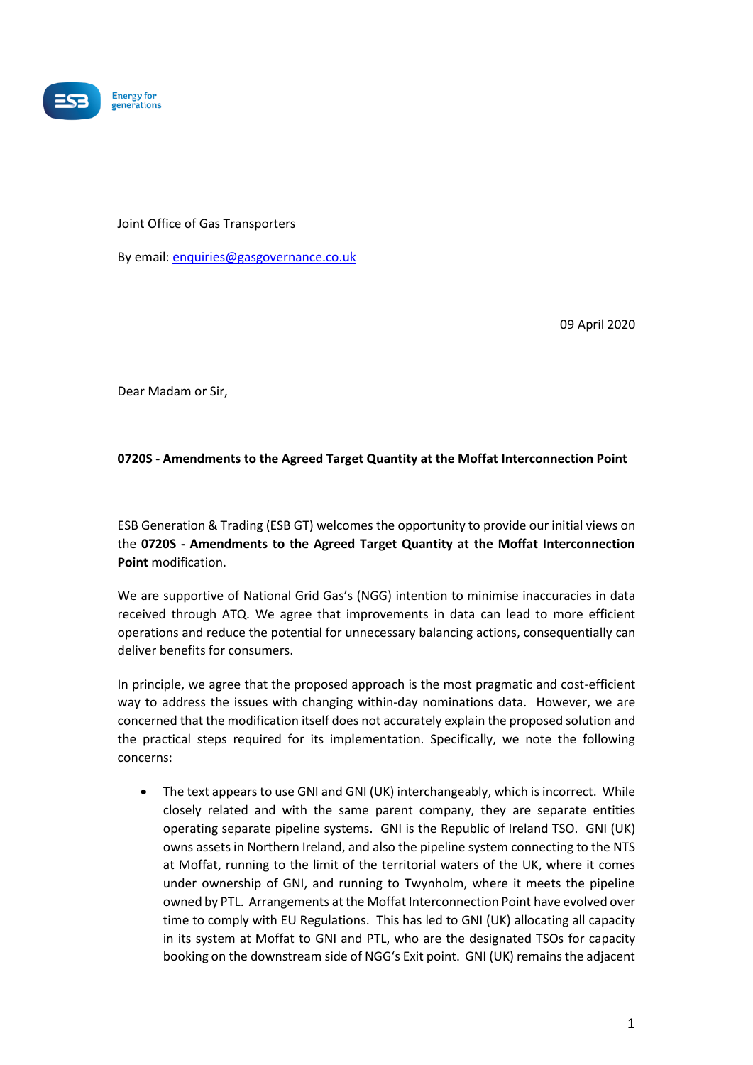ESB Energy for generations

Joint Office of Gas Transporters

By email: enquiries@gasgovernance.co.uk

09 April 2020

Dear Madam or Sir,

**0720S - Amendments to the Agreed Target Quantity at the Moffat Interconnection Point**

ESB Generation & Trading (ESB GT) welcomes the opportunity to provide our initial views on the **0720S - Amendments to the Agreed Target Quantity at the Moffat Interconnection Point** modification.

We are supportive of National Grid Gas's (NGG) intention to minimise inaccuracies in data received through ATQ. We agree that improvements in data can lead to more efficient operations and reduce the potential for unnecessary balancing actions, consequentially can deliver benefits for consumers.

In principle, we agree that the proposed approach is the most pragmatic and cost-efficient way to address the issues with changing within-day nominations data. However, we are concerned that the modification itself does not accurately explain the proposed solution and the practical steps required for its implementation. Specifically, we note the following concerns:

- The text appears to use GNI and GNI (UK) interchangeably, which is incorrect. While closely related and with the same parent company, they are separate entities operating separate pipeline systems. GNI is the Republic of Ireland TSO. GNI (UK) owns assets in Northern Ireland, and also the pipeline system connecting to the NTS at Moffat, running to the limit of the territorial waters of the UK, where it comes under ownership of GNI, and running to Twynholm, where it meets the pipeline owned by PTL. Arrangements at the Moffat Interconnection Point have evolved over time to comply with EU Regulations. This has led to GNI (UK) allocating all capacity in its system at Moffat to GNI and PTL, who are the designated TSOs for capacity booking on the downstream side of NGG's Exit point. GNI (UK) remains the adjacent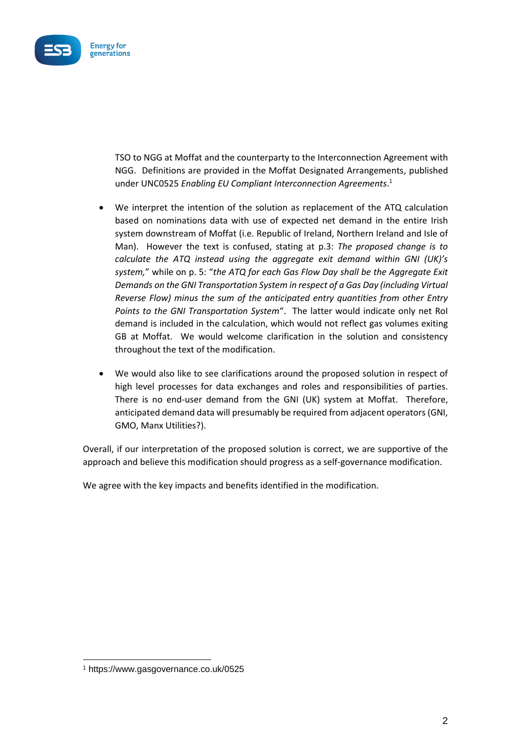TSO to NGG at Moffat and the counterparty to the Interconnection Agreement with NGG. Definitions are provided in the Moffat Designated Arrangements, published under UNC0525 *Enabling EU Compliant Interconnection Agreements*.[1]

- We interpret the intention of the solution as replacement of the ATQ calculation based on nominations data with use of expected net demand in the entire Irish system downstream of Moffat (i.e. Republic of Ireland, Northern Ireland and Isle of Man). However the text is confused, stating at p.3: *The proposed change is to calculate the ATQ instead using the aggregate exit demand within GNI (UK)'s system,*" while on p. 5: "*the ATQ for each Gas Flow Day shall be the Aggregate Exit Demands on the GNI Transportation System in respect of a Gas Day (including Virtual Reverse Flow) minus the sum of the anticipated entry quantities from other Entry Points to the GNI Transportation System*". The latter would indicate only net RoI demand is included in the calculation, which would not reflect gas volumes exiting GB at Moffat. We would welcome clarification in the solution and consistency throughout the text of the modification.

- We would also like to see clarifications around the proposed solution in respect of high level processes for data exchanges and roles and responsibilities of parties. There is no end-user demand from the GNI (UK) system at Moffat. Therefore, anticipated demand data will presumably be required from adjacent operators (GNI, GMO, Manx Utilities?).

Overall, if our interpretation of the proposed solution is correct, we are supportive of the approach and believe this modification should progress as a self-governance modification.

We agree with the key impacts and benefits identified in the modification.

[1] https://www.gasgovernance.co.uk/0525